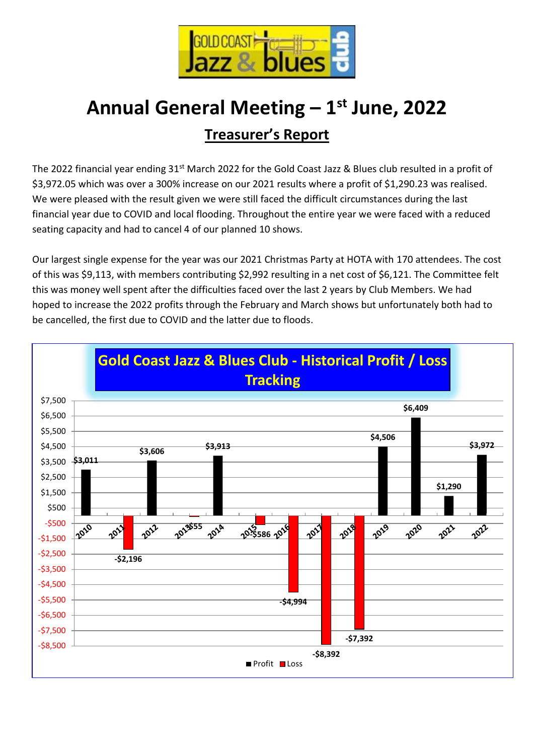# Annual General Meeting – 1st June, 2022

## Treasurer's Report

The 2022 financial year ending 31st March 2022 for the Gold Coast Jazz & Blues club resulted in a profit of $3,972.05 which was over a 300% increase on our 2021 results where a profit of $1,290.23 was realised. We were pleased with the result given we were still faced the difficult circumstances during the last financial year due to COVID and local flooding. Throughout the entire year we were faced with a reduced seating capacity and had to cancel 4 of our planned 10 shows.

Our largest single expense for the year was our 2021 Christmas Party at HOTA with 170 attendees. The cost of this was $9,113, with members contributing $2,992 resulting in a net cost of $6,121. The Committee felt this was money well spent after the difficulties faced over the last 2 years by Club Members. We had hoped to increase the 2022 profits through the February and March shows but unfortunately both had to be cancelled, the first due to COVID and the latter due to floods.

**Gold Coast Jazz & Blues Club - Historical Profit / Loss Tracking**

| Year | Profit / Loss |
|---|---|
| 2010 | $3,011 |
| 2011 | -$2,196 |
| 2012 | $3,606 |
| 2013 | -$55 |
| 2014 | $3,913 |
| 2015 | -$586 |
| 2016 | -$4,994 |
| 2017 | -$8,392 |
| 2018 | -$7,392 |
| 2019 | $4,506 |
| 2020 | $6,409 |
| 2021 | $1,290 |
| 2022 | $3,972 |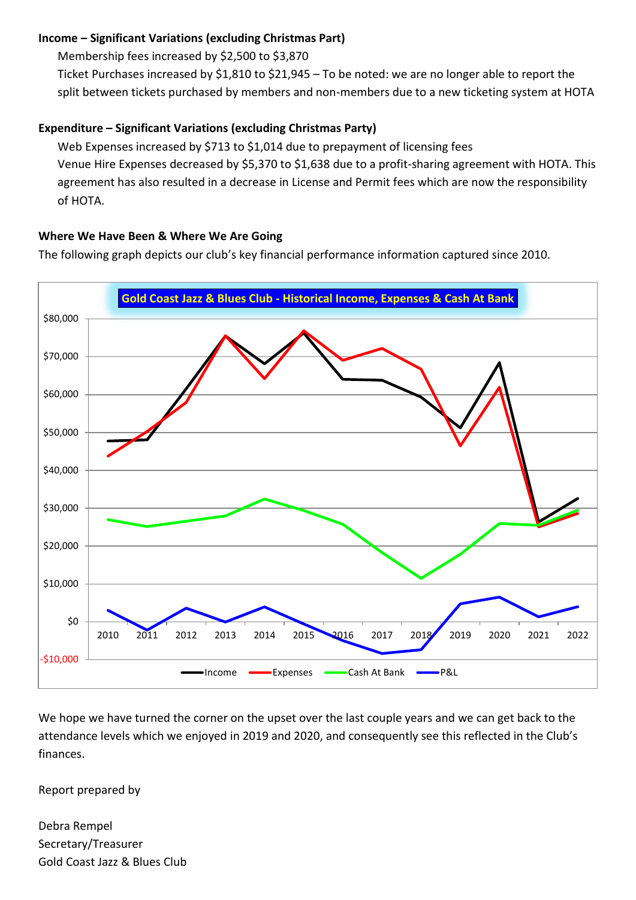**Income – Significant Variations (excluding Christmas Part)**

Membership fees increased by $2,500 to $3,870

Ticket Purchases increased by $1,810 to $21,945 – To be noted: we are no longer able to report the split between tickets purchased by members and non-members due to a new ticketing system at HOTA

**Expenditure – Significant Variations (excluding Christmas Party)**

Web Expenses increased by $713 to $1,014 due to prepayment of licensing fees

Venue Hire Expenses decreased by $5,370 to $1,638 due to a profit-sharing agreement with HOTA. This agreement has also resulted in a decrease in License and Permit fees which are now the responsibility of HOTA.

**Where We Have Been & Where We Are Going**

The following graph depicts our club's key financial performance information captured since 2010.

Gold Coast Jazz & Blues Club - Historical Income, Expenses & Cash At Bank

We hope we have turned the corner on the upset over the last couple years and we can get back to the attendance levels which we enjoyed in 2019 and 2020, and consequently see this reflected in the Club's finances.

Report prepared by

Debra Rempel
Secretary/Treasurer
Gold Coast Jazz & Blues Club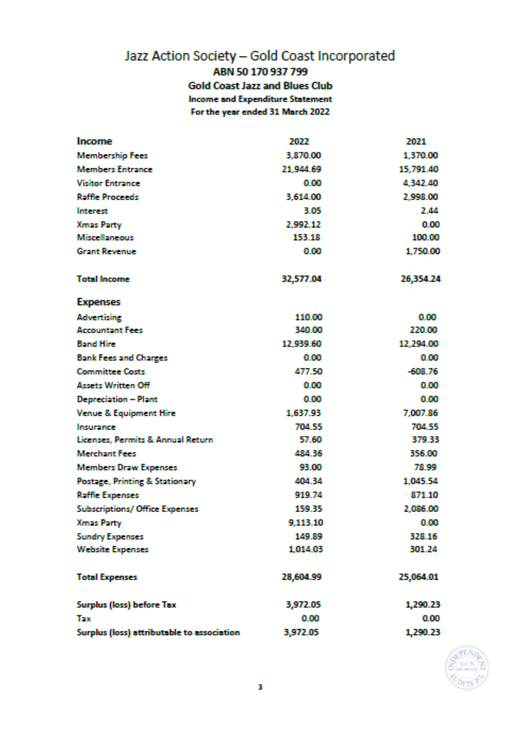# Jazz Action Society – Gold Coast Incorporated

**ABN 50 170 937 799**

**Gold Coast Jazz and Blues Club**

**Income and Expenditure Statement**

**For the year ended 31 March 2022**

| **Income** | **2022** | **2021** |
|---|---|---|
| Membership Fees | 3,870.00 | 1,370.00 |
| Members Entrance | 21,944.69 | 15,791.40 |
| Visitor Entrance | 0.00 | 4,342.40 |
| Raffle Proceeds | 3,614.00 | 2,998.00 |
| Interest | 3.05 | 2.44 |
| Xmas Party | 2,992.12 | 0.00 |
| Miscellaneous | 153.18 | 100.00 |
| Grant Revenue | 0.00 | 1,750.00 |
| **Total Income** | **32,577.04** | **26,354.24** |
| **Expenses** | | |
| Advertising | 110.00 | 0.00 |
| Accountant Fees | 340.00 | 220.00 |
| Band Hire | 12,939.60 | 12,294.00 |
| Bank Fees and Charges | 0.00 | 0.00 |
| Committee Costs | 477.50 | -608.76 |
| Assets Written Off | 0.00 | 0.00 |
| Depreciation – Plant | 0.00 | 0.00 |
| Venue & Equipment Hire | 1,637.93 | 7,007.86 |
| Insurance | 704.55 | 704.55 |
| Licenses, Permits & Annual Return | 57.60 | 379.33 |
| Merchant Fees | 484.36 | 356.00 |
| Members Draw Expenses | 93.00 | 78.99 |
| Postage, Printing & Stationary | 404.34 | 1,045.54 |
| Raffle Expenses | 919.74 | 871.10 |
| Subscriptions/ Office Expenses | 159.35 | 2,086.00 |
| Xmas Party | 9,113.10 | 0.00 |
| Sundry Expenses | 149.89 | 328.16 |
| Website Expenses | 1,014.03 | 301.24 |
| **Total Expenses** | **28,604.99** | **25,064.01** |
| **Surplus (loss) before Tax** | **3,972.05** | **1,290.23** |
| **Tax** | **0.00** | **0.00** |
| **Surplus (loss) attributable to association** | **3,972.05** | **1,290.23** |